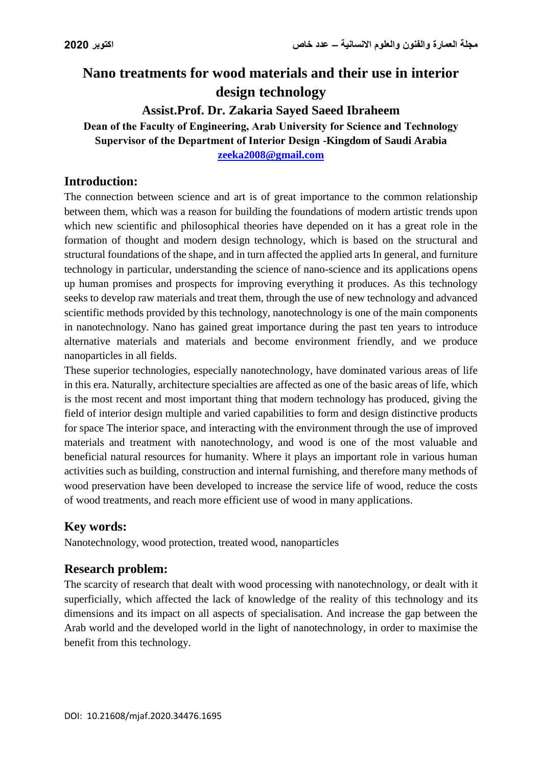# Nano treatments for wood materials and their use in interior design technology

**Assist.Prof. Dr. Zakaria Sayed Saeed Ibraheem**

**Dean of the Faculty of Engineering, Arab University for Science and Technology**
**Supervisor of the Department of Interior Design -Kingdom of Saudi Arabia**
**zeeka2008@gmail.com**

## Introduction:

The connection between science and art is of great importance to the common relationship between them, which was a reason for building the foundations of modern artistic trends upon which new scientific and philosophical theories have depended on it has a great role in the formation of thought and modern design technology, which is based on the structural and structural foundations of the shape, and in turn affected the applied arts In general, and furniture technology in particular, understanding the science of nano-science and its applications opens up human promises and prospects for improving everything it produces. As this technology seeks to develop raw materials and treat them, through the use of new technology and advanced scientific methods provided by this technology, nanotechnology is one of the main components in nanotechnology. Nano has gained great importance during the past ten years to introduce alternative materials and materials and become environment friendly, and we produce nanoparticles in all fields.

These superior technologies, especially nanotechnology, have dominated various areas of life in this era. Naturally, architecture specialties are affected as one of the basic areas of life, which is the most recent and most important thing that modern technology has produced, giving the field of interior design multiple and varied capabilities to form and design distinctive products for space The interior space, and interacting with the environment through the use of improved materials and treatment with nanotechnology, and wood is one of the most valuable and beneficial natural resources for humanity. Where it plays an important role in various human activities such as building, construction and internal furnishing, and therefore many methods of wood preservation have been developed to increase the service life of wood, reduce the costs of wood treatments, and reach more efficient use of wood in many applications.

## Key words:

Nanotechnology, wood protection, treated wood, nanoparticles

## Research problem:

The scarcity of research that dealt with wood processing with nanotechnology, or dealt with it superficially, which affected the lack of knowledge of the reality of this technology and its dimensions and its impact on all aspects of specialisation. And increase the gap between the Arab world and the developed world in the light of nanotechnology, in order to maximise the benefit from this technology.

DOI: 10.21608/mjaf.2020.34476.1695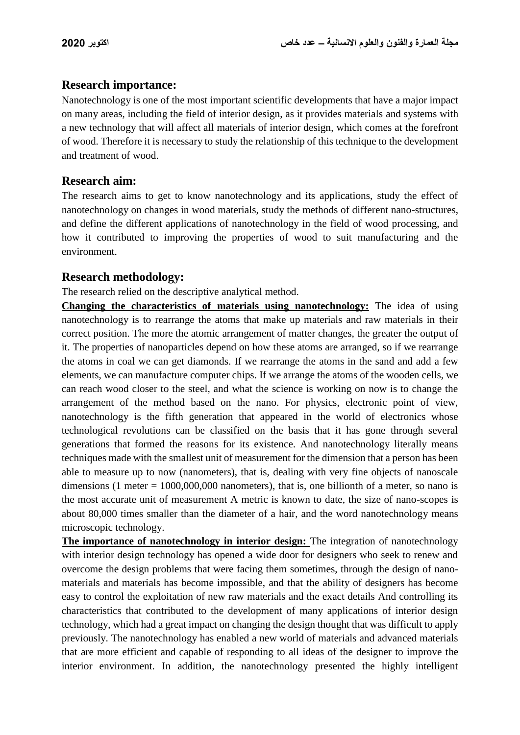## Research importance:

Nanotechnology is one of the most important scientific developments that have a major impact on many areas, including the field of interior design, as it provides materials and systems with a new technology that will affect all materials of interior design, which comes at the forefront of wood. Therefore it is necessary to study the relationship of this technique to the development and treatment of wood.

## Research aim:

The research aims to get to know nanotechnology and its applications, study the effect of nanotechnology on changes in wood materials, study the methods of different nano-structures, and define the different applications of nanotechnology in the field of wood processing, and how it contributed to improving the properties of wood to suit manufacturing and the environment.

## Research methodology:

The research relied on the descriptive analytical method.

**Changing the characteristics of materials using nanotechnology:** The idea of using nanotechnology is to rearrange the atoms that make up materials and raw materials in their correct position. The more the atomic arrangement of matter changes, the greater the output of it. The properties of nanoparticles depend on how these atoms are arranged, so if we rearrange the atoms in coal we can get diamonds. If we rearrange the atoms in the sand and add a few elements, we can manufacture computer chips. If we arrange the atoms of the wooden cells, we can reach wood closer to the steel, and what the science is working on now is to change the arrangement of the method based on the nano. For physics, electronic point of view, nanotechnology is the fifth generation that appeared in the world of electronics whose technological revolutions can be classified on the basis that it has gone through several generations that formed the reasons for its existence. And nanotechnology literally means techniques made with the smallest unit of measurement for the dimension that a person has been able to measure up to now (nanometers), that is, dealing with very fine objects of nanoscale dimensions (1 meter = 1000,000,000 nanometers), that is, one billionth of a meter, so nano is the most accurate unit of measurement A metric is known to date, the size of nano-scopes is about 80,000 times smaller than the diameter of a hair, and the word nanotechnology means microscopic technology.

**The importance of nanotechnology in interior design:** The integration of nanotechnology with interior design technology has opened a wide door for designers who seek to renew and overcome the design problems that were facing them sometimes, through the design of nano-materials and materials has become impossible, and that the ability of designers has become easy to control the exploitation of new raw materials and the exact details And controlling its characteristics that contributed to the development of many applications of interior design technology, which had a great impact on changing the design thought that was difficult to apply previously. The nanotechnology has enabled a new world of materials and advanced materials that are more efficient and capable of responding to all ideas of the designer to improve the interior environment. In addition, the nanotechnology presented the highly intelligent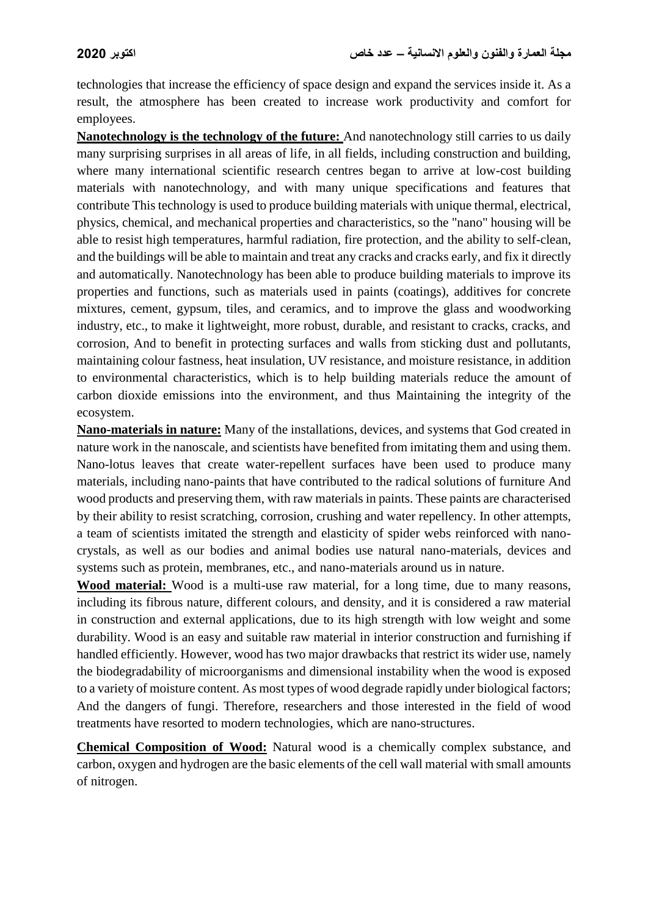technologies that increase the efficiency of space design and expand the services inside it. As a result, the atmosphere has been created to increase work productivity and comfort for employees.

**Nanotechnology is the technology of the future:** And nanotechnology still carries to us daily many surprising surprises in all areas of life, in all fields, including construction and building, where many international scientific research centres began to arrive at low-cost building materials with nanotechnology, and with many unique specifications and features that contribute This technology is used to produce building materials with unique thermal, electrical, physics, chemical, and mechanical properties and characteristics, so the "nano" housing will be able to resist high temperatures, harmful radiation, fire protection, and the ability to self-clean, and the buildings will be able to maintain and treat any cracks and cracks early, and fix it directly and automatically. Nanotechnology has been able to produce building materials to improve its properties and functions, such as materials used in paints (coatings), additives for concrete mixtures, cement, gypsum, tiles, and ceramics, and to improve the glass and woodworking industry, etc., to make it lightweight, more robust, durable, and resistant to cracks, cracks, and corrosion, And to benefit in protecting surfaces and walls from sticking dust and pollutants, maintaining colour fastness, heat insulation, UV resistance, and moisture resistance, in addition to environmental characteristics, which is to help building materials reduce the amount of carbon dioxide emissions into the environment, and thus Maintaining the integrity of the ecosystem.

**Nano-materials in nature:** Many of the installations, devices, and systems that God created in nature work in the nanoscale, and scientists have benefited from imitating them and using them. Nano-lotus leaves that create water-repellent surfaces have been used to produce many materials, including nano-paints that have contributed to the radical solutions of furniture And wood products and preserving them, with raw materials in paints. These paints are characterised by their ability to resist scratching, corrosion, crushing and water repellency. In other attempts, a team of scientists imitated the strength and elasticity of spider webs reinforced with nano-crystals, as well as our bodies and animal bodies use natural nano-materials, devices and systems such as protein, membranes, etc., and nano-materials around us in nature.

**Wood material:** Wood is a multi-use raw material, for a long time, due to many reasons, including its fibrous nature, different colours, and density, and it is considered a raw material in construction and external applications, due to its high strength with low weight and some durability. Wood is an easy and suitable raw material in interior construction and furnishing if handled efficiently. However, wood has two major drawbacks that restrict its wider use, namely the biodegradability of microorganisms and dimensional instability when the wood is exposed to a variety of moisture content. As most types of wood degrade rapidly under biological factors; And the dangers of fungi. Therefore, researchers and those interested in the field of wood treatments have resorted to modern technologies, which are nano-structures.

**Chemical Composition of Wood:** Natural wood is a chemically complex substance, and carbon, oxygen and hydrogen are the basic elements of the cell wall material with small amounts of nitrogen.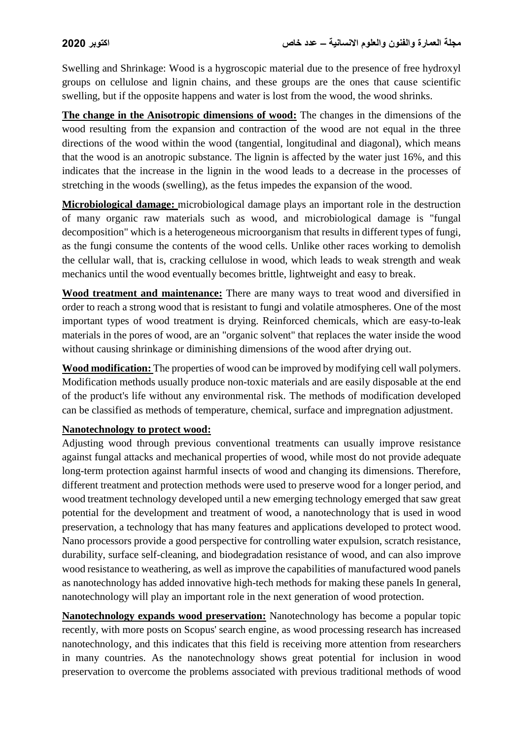Swelling and Shrinkage: Wood is a hygroscopic material due to the presence of free hydroxyl groups on cellulose and lignin chains, and these groups are the ones that cause scientific swelling, but if the opposite happens and water is lost from the wood, the wood shrinks.

**The change in the Anisotropic dimensions of wood:** The changes in the dimensions of the wood resulting from the expansion and contraction of the wood are not equal in the three directions of the wood within the wood (tangential, longitudinal and diagonal), which means that the wood is an anotropic substance. The lignin is affected by the water just 16%, and this indicates that the increase in the lignin in the wood leads to a decrease in the processes of stretching in the woods (swelling), as the fetus impedes the expansion of the wood.

**Microbiological damage:** microbiological damage plays an important role in the destruction of many organic raw materials such as wood, and microbiological damage is "fungal decomposition" which is a heterogeneous microorganism that results in different types of fungi, as the fungi consume the contents of the wood cells. Unlike other races working to demolish the cellular wall, that is, cracking cellulose in wood, which leads to weak strength and weak mechanics until the wood eventually becomes brittle, lightweight and easy to break.

**Wood treatment and maintenance:** There are many ways to treat wood and diversified in order to reach a strong wood that is resistant to fungi and volatile atmospheres. One of the most important types of wood treatment is drying. Reinforced chemicals, which are easy-to-leak materials in the pores of wood, are an "organic solvent" that replaces the water inside the wood without causing shrinkage or diminishing dimensions of the wood after drying out.

**Wood modification:** The properties of wood can be improved by modifying cell wall polymers. Modification methods usually produce non-toxic materials and are easily disposable at the end of the product's life without any environmental risk. The methods of modification developed can be classified as methods of temperature, chemical, surface and impregnation adjustment.

**Nanotechnology to protect wood:**

Adjusting wood through previous conventional treatments can usually improve resistance against fungal attacks and mechanical properties of wood, while most do not provide adequate long-term protection against harmful insects of wood and changing its dimensions. Therefore, different treatment and protection methods were used to preserve wood for a longer period, and wood treatment technology developed until a new emerging technology emerged that saw great potential for the development and treatment of wood, a nanotechnology that is used in wood preservation, a technology that has many features and applications developed to protect wood. Nano processors provide a good perspective for controlling water expulsion, scratch resistance, durability, surface self-cleaning, and biodegradation resistance of wood, and can also improve wood resistance to weathering, as well as improve the capabilities of manufactured wood panels as nanotechnology has added innovative high-tech methods for making these panels In general, nanotechnology will play an important role in the next generation of wood protection.

**Nanotechnology expands wood preservation:** Nanotechnology has become a popular topic recently, with more posts on Scopus' search engine, as wood processing research has increased nanotechnology, and this indicates that this field is receiving more attention from researchers in many countries. As the nanotechnology shows great potential for inclusion in wood preservation to overcome the problems associated with previous traditional methods of wood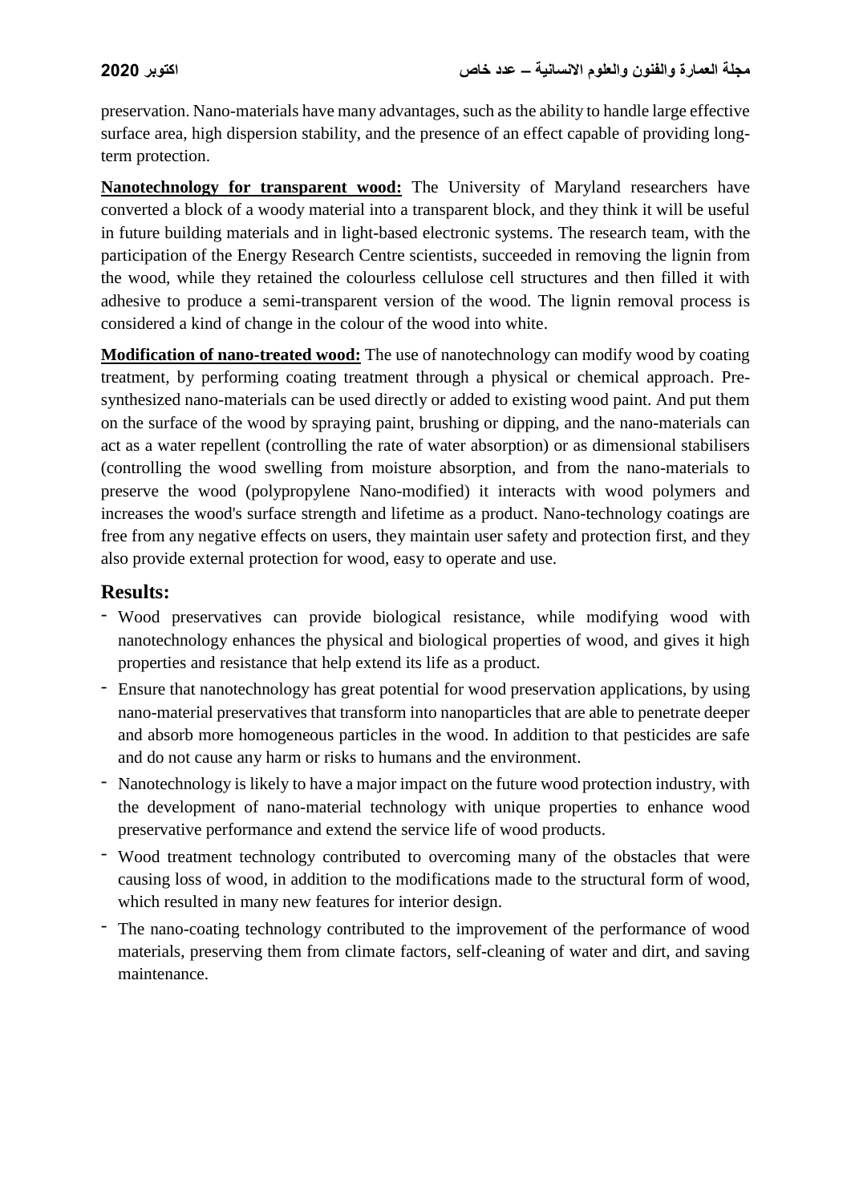preservation. Nano-materials have many advantages, such as the ability to handle large effective surface area, high dispersion stability, and the presence of an effect capable of providing long-term protection.

**Nanotechnology for transparent wood:** The University of Maryland researchers have converted a block of a woody material into a transparent block, and they think it will be useful in future building materials and in light-based electronic systems. The research team, with the participation of the Energy Research Centre scientists, succeeded in removing the lignin from the wood, while they retained the colourless cellulose cell structures and then filled it with adhesive to produce a semi-transparent version of the wood. The lignin removal process is considered a kind of change in the colour of the wood into white.

**Modification of nano-treated wood:** The use of nanotechnology can modify wood by coating treatment, by performing coating treatment through a physical or chemical approach. Pre-synthesized nano-materials can be used directly or added to existing wood paint. And put them on the surface of the wood by spraying paint, brushing or dipping, and the nano-materials can act as a water repellent (controlling the rate of water absorption) or as dimensional stabilisers (controlling the wood swelling from moisture absorption, and from the nano-materials to preserve the wood (polypropylene Nano-modified) it interacts with wood polymers and increases the wood's surface strength and lifetime as a product. Nano-technology coatings are free from any negative effects on users, they maintain user safety and protection first, and they also provide external protection for wood, easy to operate and use.

## Results:

- Wood preservatives can provide biological resistance, while modifying wood with nanotechnology enhances the physical and biological properties of wood, and gives it high properties and resistance that help extend its life as a product.
- Ensure that nanotechnology has great potential for wood preservation applications, by using nano-material preservatives that transform into nanoparticles that are able to penetrate deeper and absorb more homogeneous particles in the wood. In addition to that pesticides are safe and do not cause any harm or risks to humans and the environment.
- Nanotechnology is likely to have a major impact on the future wood protection industry, with the development of nano-material technology with unique properties to enhance wood preservative performance and extend the service life of wood products.
- Wood treatment technology contributed to overcoming many of the obstacles that were causing loss of wood, in addition to the modifications made to the structural form of wood, which resulted in many new features for interior design.
- The nano-coating technology contributed to the improvement of the performance of wood materials, preserving them from climate factors, self-cleaning of water and dirt, and saving maintenance.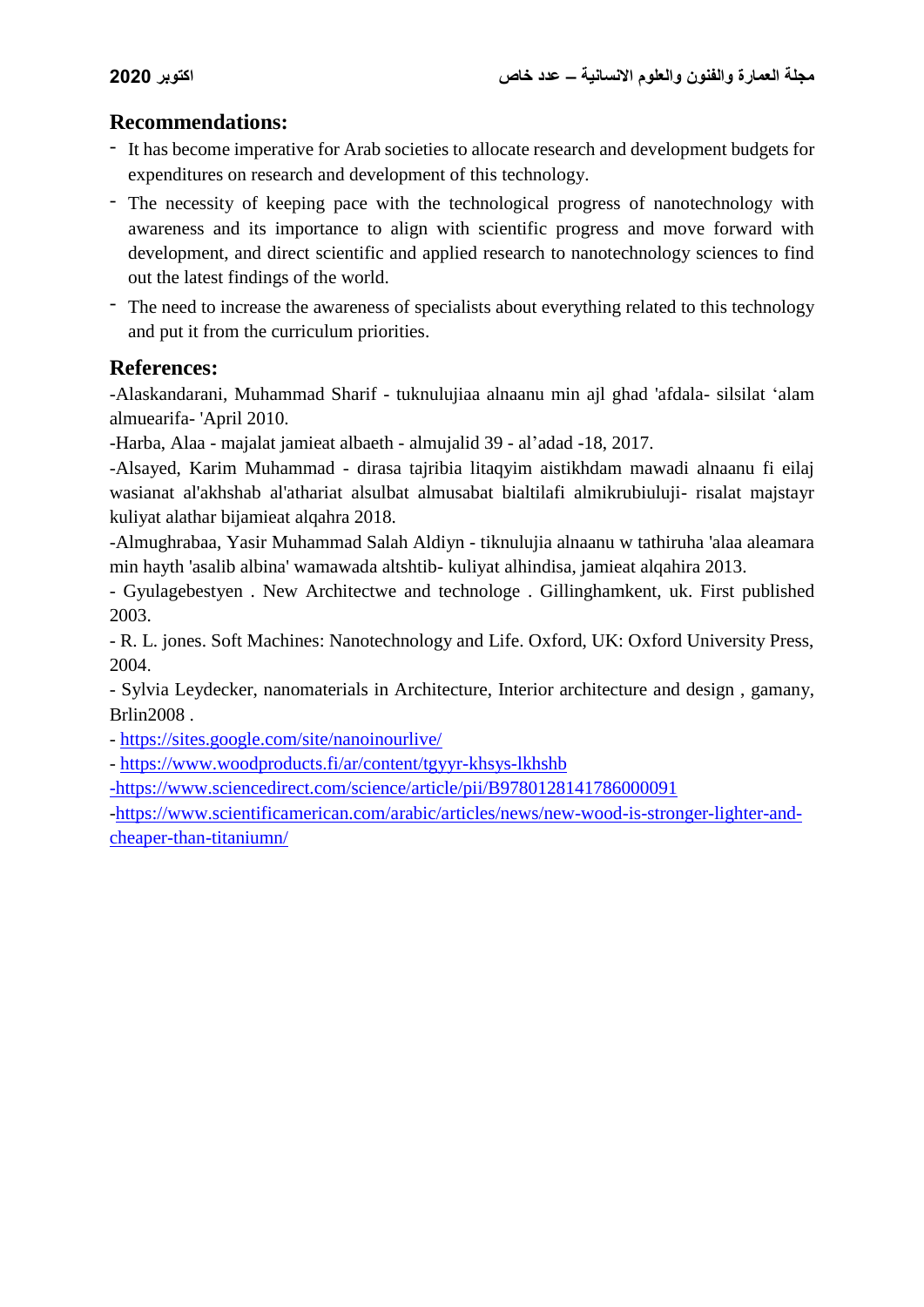## Recommendations:

- It has become imperative for Arab societies to allocate research and development budgets for expenditures on research and development of this technology.
- The necessity of keeping pace with the technological progress of nanotechnology with awareness and its importance to align with scientific progress and move forward with development, and direct scientific and applied research to nanotechnology sciences to find out the latest findings of the world.
- The need to increase the awareness of specialists about everything related to this technology and put it from the curriculum priorities.

## References:

-Alaskandarani, Muhammad Sharif - tuknulujiaa alnaanu min ajl ghad 'afdala- silsilat ‘alam almuearifa- 'April 2010.

-Harba, Alaa - majalat jamieat albaeth - almujalid 39 - al’adad -18, 2017.

-Alsayed, Karim Muhammad - dirasa tajribia litaqyim aistikhdam mawadi alnaanu fi eilaj wasianat al'akhshab al'athariat alsulbat almusabat bialtilafi almikrubiuluji- risalat majstayr kuliyat alathar bijamieat alqahra 2018.

-Almughrabaa, Yasir Muhammad Salah Aldiyn - tiknulujia alnaanu w tathiruha 'alaa aleamara min hayth 'asalib albina' wamawada altshtib- kuliyat alhindisa, jamieat alqahira 2013.

- Gyulagebestyen . New Architectwe and technologe . Gillinghamkent, uk. First published 2003.

- R. L. jones. Soft Machines: Nanotechnology and Life. Oxford, UK: Oxford University Press, 2004.

- Sylvia Leydecker, nanomaterials in Architecture, Interior architecture and design , gamany, Brlin2008 .

- https://sites.google.com/site/nanoinourlive/

- https://www.woodproducts.fi/ar/content/tgyyr-khsys-lkhshb

-https://www.sciencedirect.com/science/article/pii/B9780128141786000091

-https://www.scientificamerican.com/arabic/articles/news/new-wood-is-stronger-lighter-and-cheaper-than-titaniumn/